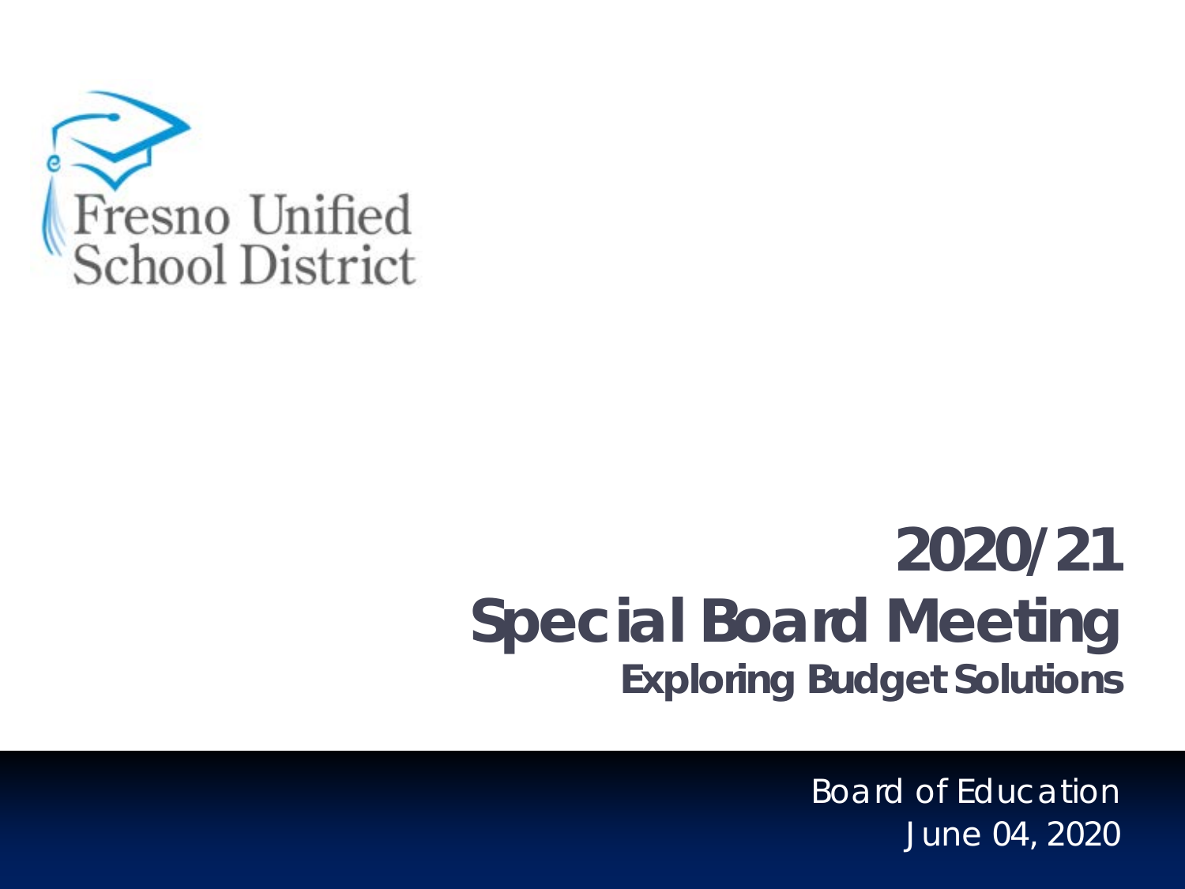Fresno Unified School District

# 2020/21 Special Board Meeting

## Exploring Budget Solutions

Board of Education

June 04, 2020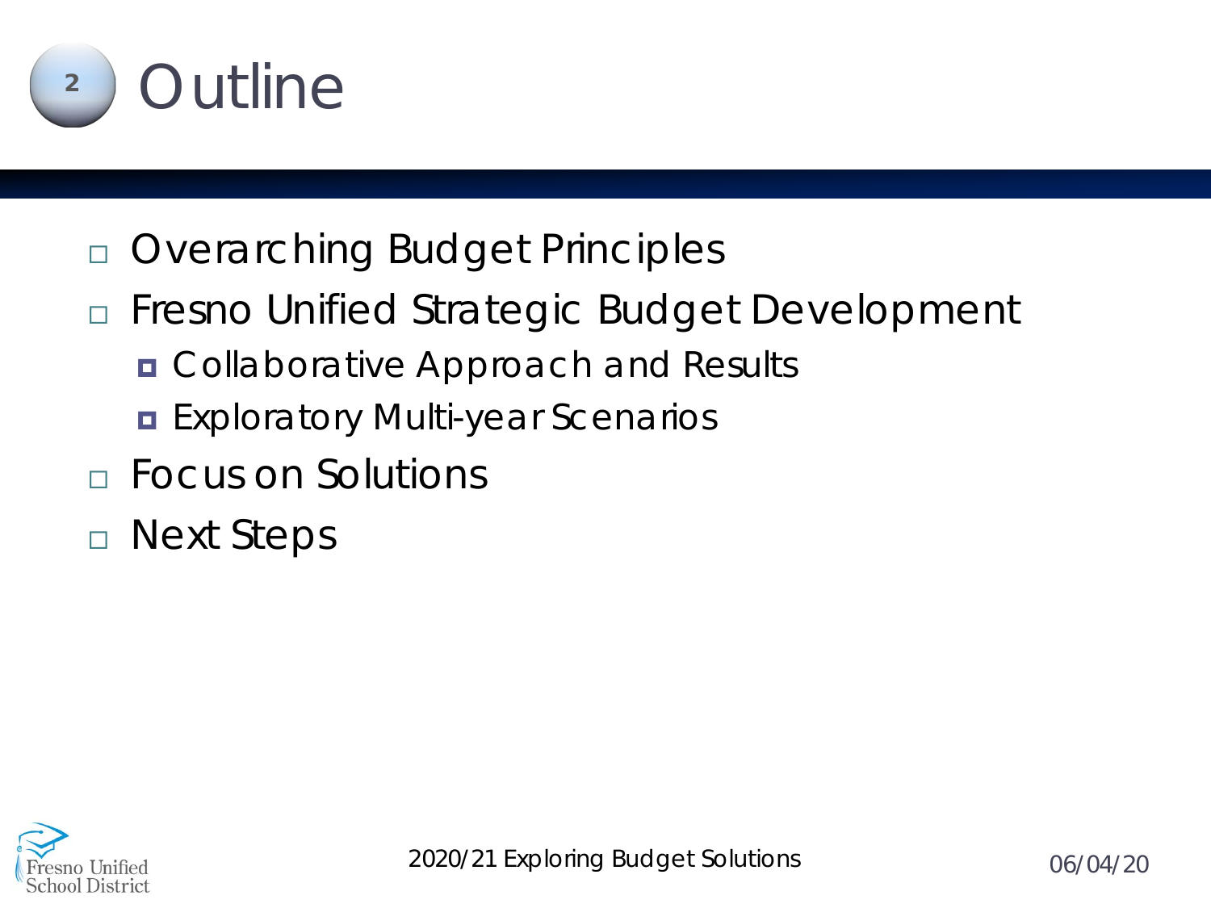# Outline

- Overarching Budget Principles
- Fresno Unified Strategic Budget Development
  - Collaborative Approach and Results
  - Exploratory Multi-year Scenarios
- Focus on Solutions
- Next Steps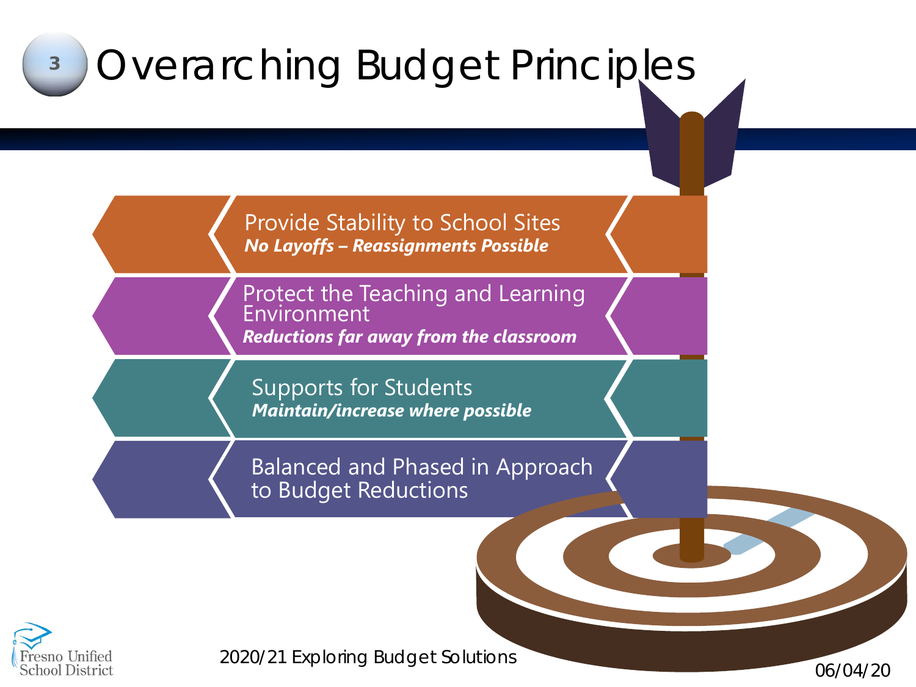# Overarching Budget Principles

- Provide Stability to School Sites
  ***No Layoffs – Reassignments Possible***
- Protect the Teaching and Learning Environment
  ***Reductions far away from the classroom***
- Supports for Students
  ***Maintain/increase where possible***
- Balanced and Phased in Approach to Budget Reductions

2020/21 Exploring Budget Solutions

06/04/20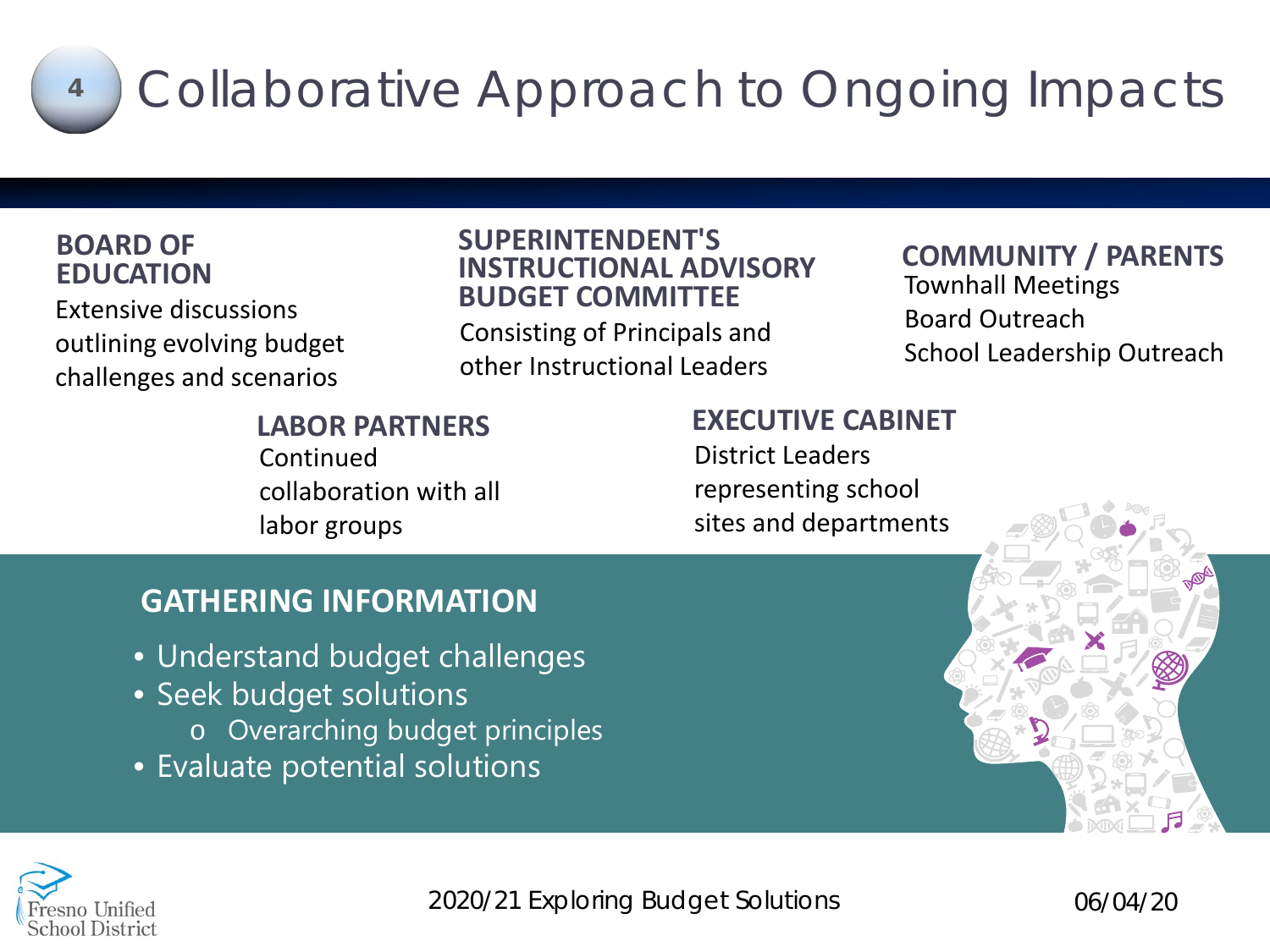# Collaborative Approach to Ongoing Impacts

**BOARD OF EDUCATION**
Extensive discussions outlining evolving budget challenges and scenarios

**SUPERINTENDENT'S INSTRUCTIONAL ADVISORY BUDGET COMMITTEE**
Consisting of Principals and other Instructional Leaders

**COMMUNITY / PARENTS**
Townhall Meetings
Board Outreach
School Leadership Outreach

**LABOR PARTNERS**
Continued collaboration with all labor groups

**EXECUTIVE CABINET**
District Leaders representing school sites and departments

## GATHERING INFORMATION

- Understand budget challenges
- Seek budget solutions
  - Overarching budget principles
- Evaluate potential solutions

2020/21 Exploring Budget Solutions

06/04/20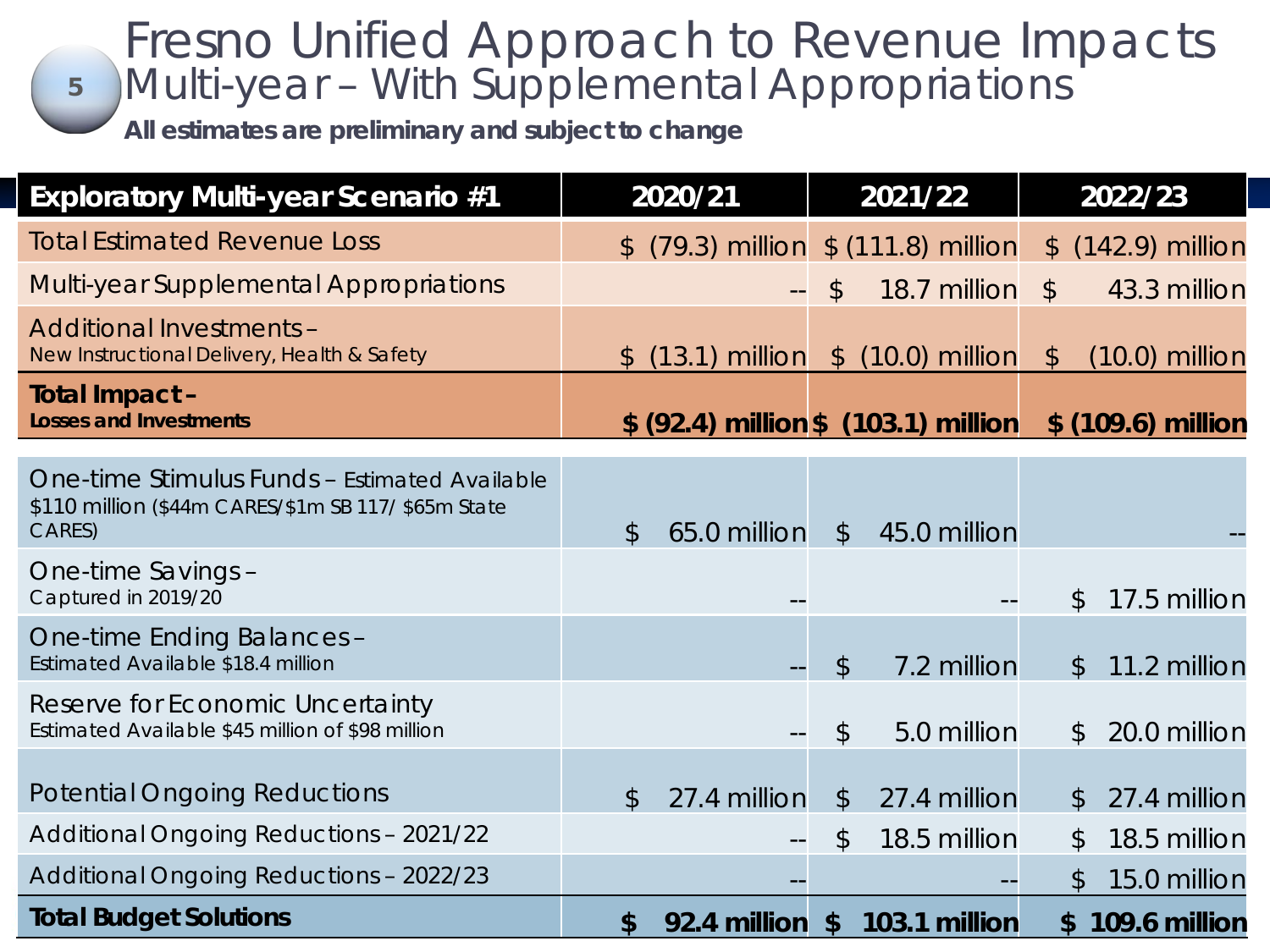# Fresno Unified Approach to Revenue Impacts

## Multi-year – With Supplemental Appropriations

**All estimates are preliminary and subject to change**

| Exploratory Multi-year Scenario #1 | 2020/21 | 2021/22 | 2022/23 |
|---|---|---|---|
| Total Estimated Revenue Loss | $ (79.3) million | $ (111.8) million | $ (142.9) million |
| Multi-year Supplemental Appropriations | -- | $ 18.7 million | $ 43.3 million |
| Additional Investments – New Instructional Delivery, Health & Safety | $ (13.1) million | $ (10.0) million | $ (10.0) million |
| **Total Impact – Losses and Investments** | **$ (92.4) million** | **$ (103.1) million** | **$ (109.6) million** |
| One-time Stimulus Funds – Estimated Available $110 million ($44m CARES/$1m SB 117/ $65m State CARES) | $ 65.0 million | $ 45.0 million | -- |
| One-time Savings – Captured in 2019/20 | -- | -- | $ 17.5 million |
| One-time Ending Balances – Estimated Available $18.4 million | -- | $ 7.2 million | $ 11.2 million |
| Reserve for Economic Uncertainty Estimated Available $45 million of $98 million | -- | $ 5.0 million | $ 20.0 million |
| Potential Ongoing Reductions | $ 27.4 million | $ 27.4 million | $ 27.4 million |
| Additional Ongoing Reductions – 2021/22 | -- | $ 18.5 million | $ 18.5 million |
| Additional Ongoing Reductions – 2022/23 | -- | -- | $ 15.0 million |
| **Total Budget Solutions** | **$ 92.4 million** | **$ 103.1 million** | **$ 109.6 million** |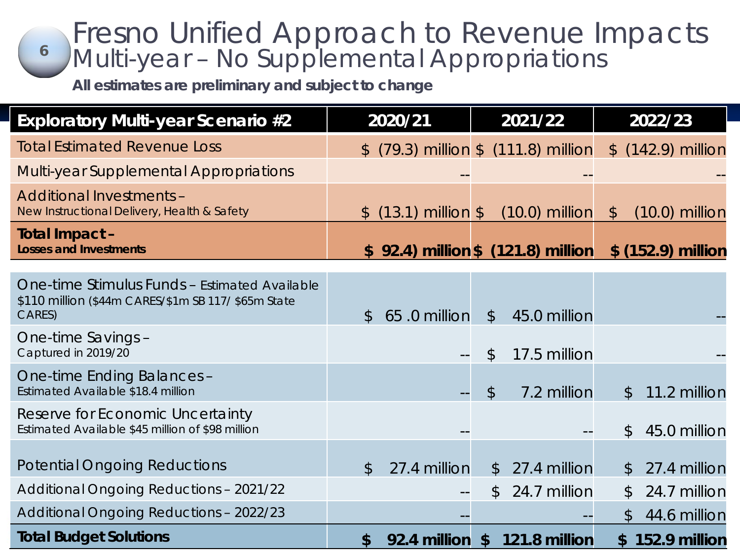# Fresno Unified Approach to Revenue Impacts

## Multi-year – No Supplemental Appropriations

**All estimates are preliminary and subject to change**

| **Exploratory Multi-year Scenario #2** | **2020/21** | **2021/22** | **2022/23** |
|---|---|---|---|
| Total Estimated Revenue Loss | $ (79.3) million | $ (111.8) million | $ (142.9) million |
| Multi-year Supplemental Appropriations | -- | -- | -- |
| Additional Investments – New Instructional Delivery, Health & Safety | $ (13.1) million | $ (10.0) million | $ (10.0) million |
| **Total Impact – Losses and Investments** | **$ 92.4) million** | **$ (121.8) million** | **$ (152.9) million** |
| One-time Stimulus Funds – Estimated Available $110 million ($44m CARES/$1m SB 117/ $65m State CARES) | $ 65 .0 million | $ 45.0 million | -- |
| One-time Savings – Captured in 2019/20 | -- | $ 17.5 million | -- |
| One-time Ending Balances – Estimated Available $18.4 million | -- | $ 7.2 million | $ 11.2 million |
| Reserve for Economic Uncertainty Estimated Available $45 million of $98 million | -- | -- | $ 45.0 million |
| Potential Ongoing Reductions | $ 27.4 million | $ 27.4 million | $ 27.4 million |
| Additional Ongoing Reductions – 2021/22 | -- | $ 24.7 million | $ 24.7 million |
| Additional Ongoing Reductions – 2022/23 | -- | -- | $ 44.6 million |
| **Total Budget Solutions** | **$ 92.4 million** | **$ 121.8 million** | **$ 152.9 million** |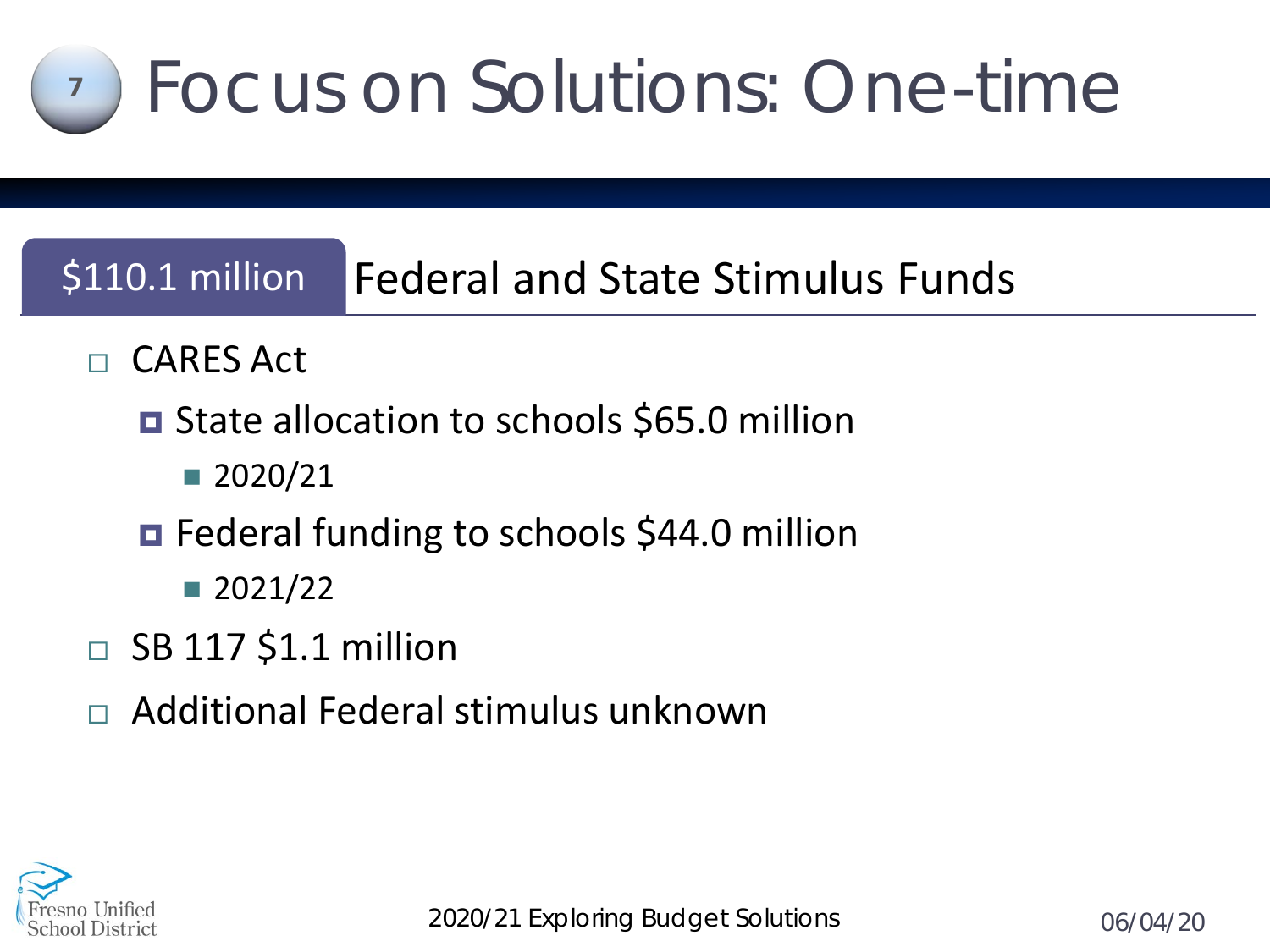# Focus on Solutions: One-time

## $110.1 million Federal and State Stimulus Funds

- CARES Act
  - State allocation to schools $65.0 million
    - 2020/21
  - Federal funding to schools $44.0 million
    - 2021/22
- SB 117 $1.1 million
- Additional Federal stimulus unknown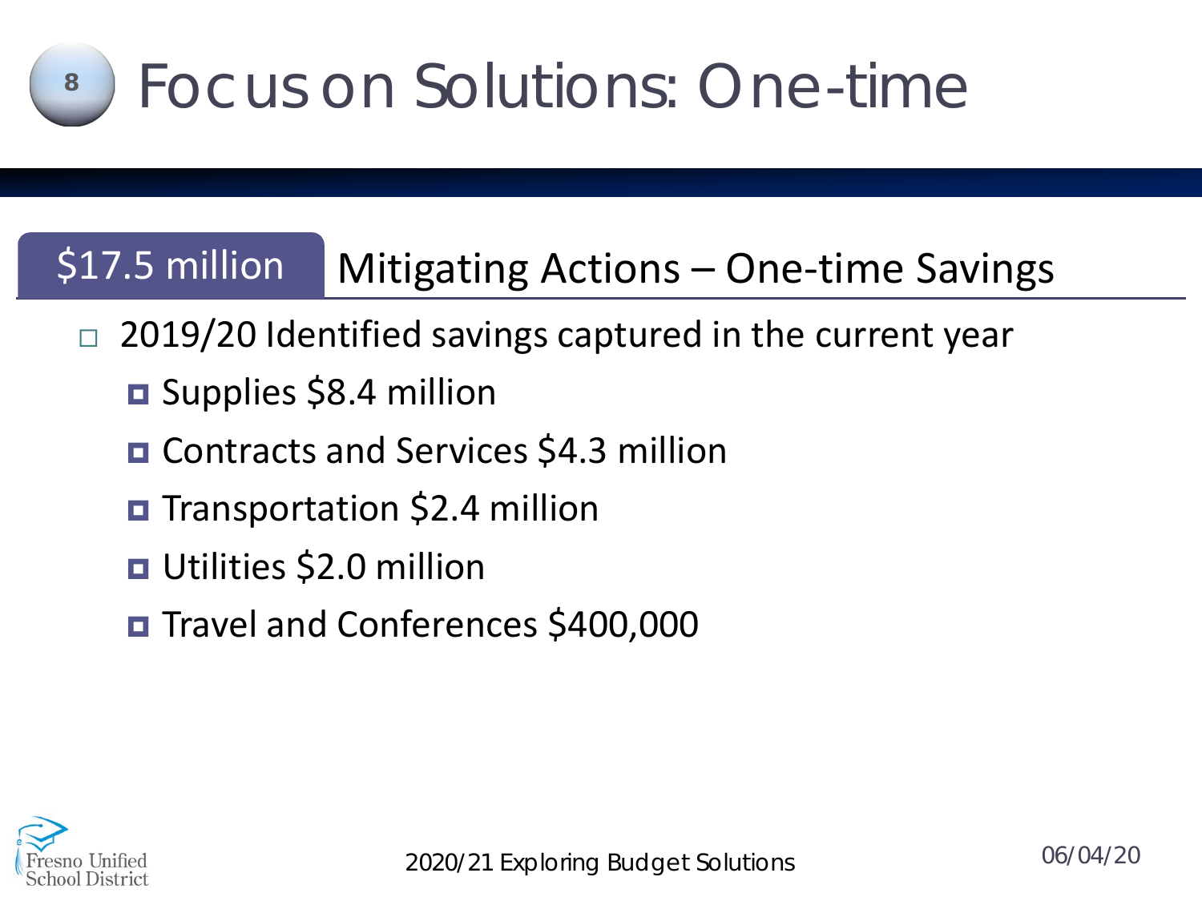# Focus on Solutions: One-time

## $17.5 million Mitigating Actions – One-time Savings

- 2019/20 Identified savings captured in the current year
  - Supplies $8.4 million
  - Contracts and Services $4.3 million
  - Transportation $2.4 million
  - Utilities $2.0 million
  - Travel and Conferences $400,000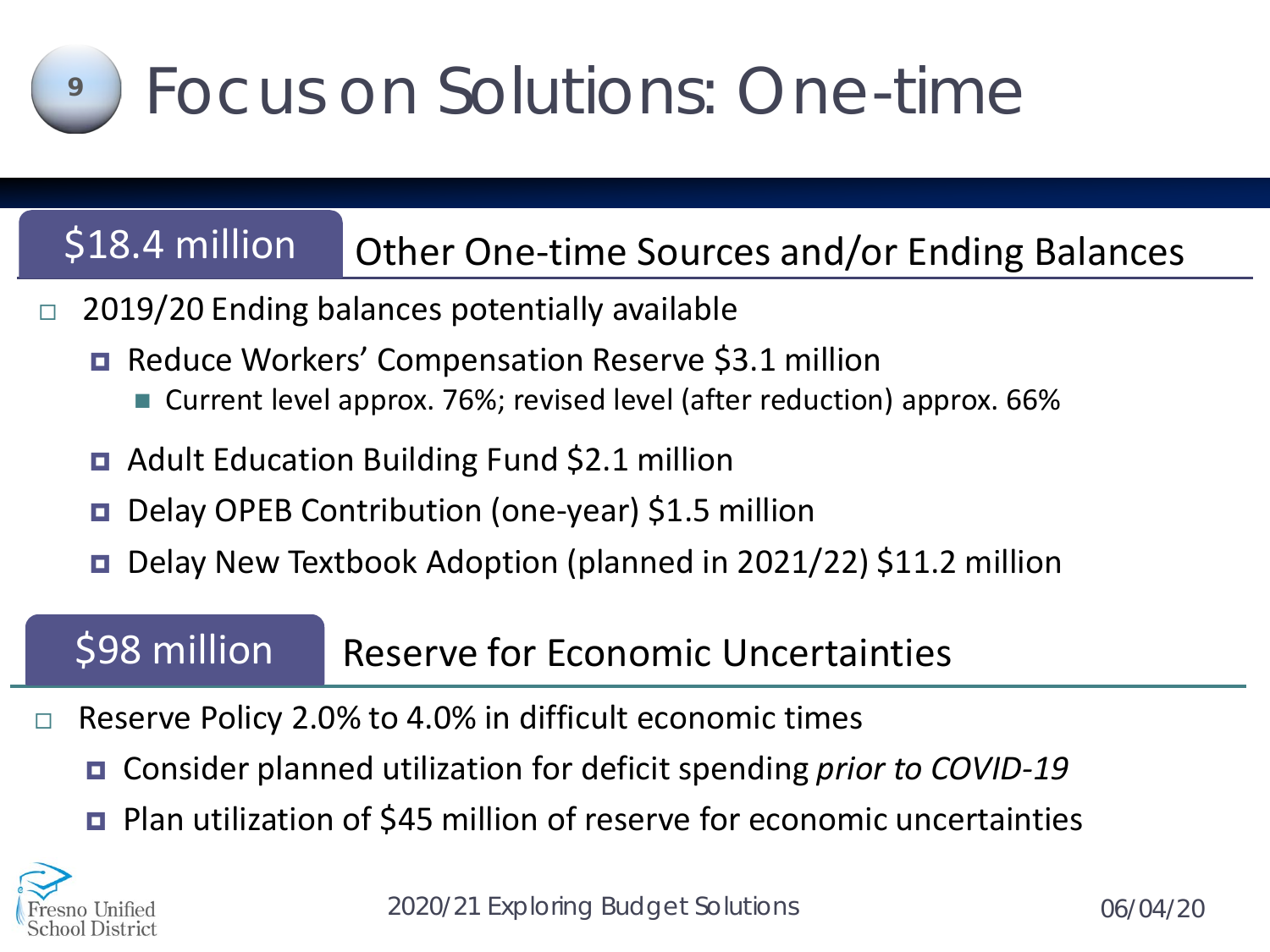# Focus on Solutions: One-time

## $18.4 million — Other One-time Sources and/or Ending Balances

- 2019/20 Ending balances potentially available
  - Reduce Workers' Compensation Reserve $3.1 million
    - Current level approx. 76%; revised level (after reduction) approx. 66%
  - Adult Education Building Fund $2.1 million
  - Delay OPEB Contribution (one-year) $1.5 million
  - Delay New Textbook Adoption (planned in 2021/22) $11.2 million

## $98 million — Reserve for Economic Uncertainties

- Reserve Policy 2.0% to 4.0% in difficult economic times
  - Consider planned utilization for deficit spending *prior to COVID-19*
  - Plan utilization of $45 million of reserve for economic uncertainties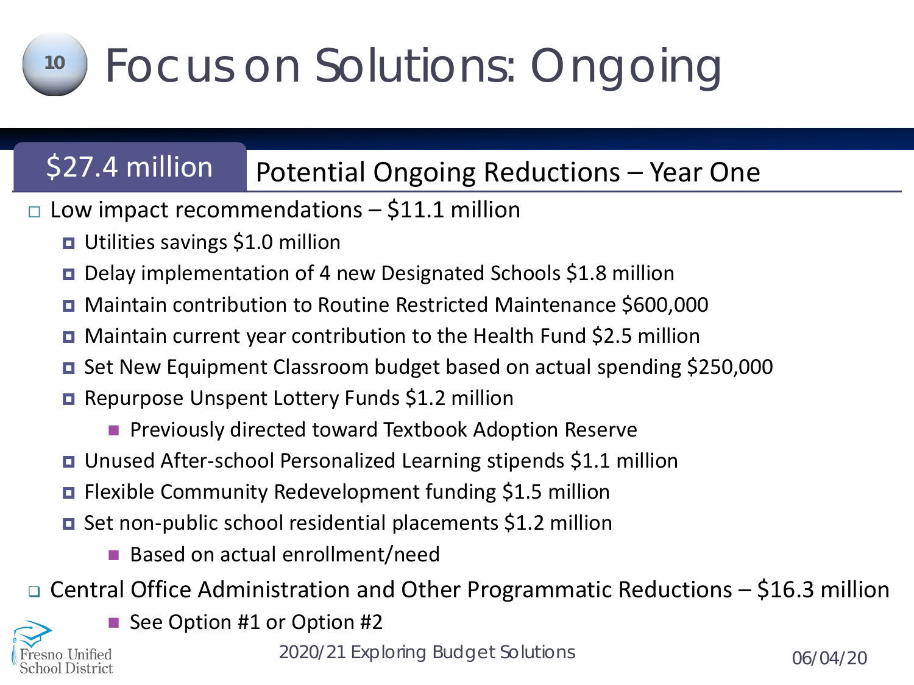# Focus on Solutions: Ongoing

## $27.4 million Potential Ongoing Reductions – Year One

- Low impact recommendations – $11.1 million
  - Utilities savings $1.0 million
  - Delay implementation of 4 new Designated Schools $1.8 million
  - Maintain contribution to Routine Restricted Maintenance $600,000
  - Maintain current year contribution to the Health Fund $2.5 million
  - Set New Equipment Classroom budget based on actual spending $250,000
  - Repurpose Unspent Lottery Funds $1.2 million
    - Previously directed toward Textbook Adoption Reserve
  - Unused After-school Personalized Learning stipends $1.1 million
  - Flexible Community Redevelopment funding $1.5 million
  - Set non-public school residential placements $1.2 million
    - Based on actual enrollment/need
- Central Office Administration and Other Programmatic Reductions – $16.3 million
  - See Option #1 or Option #2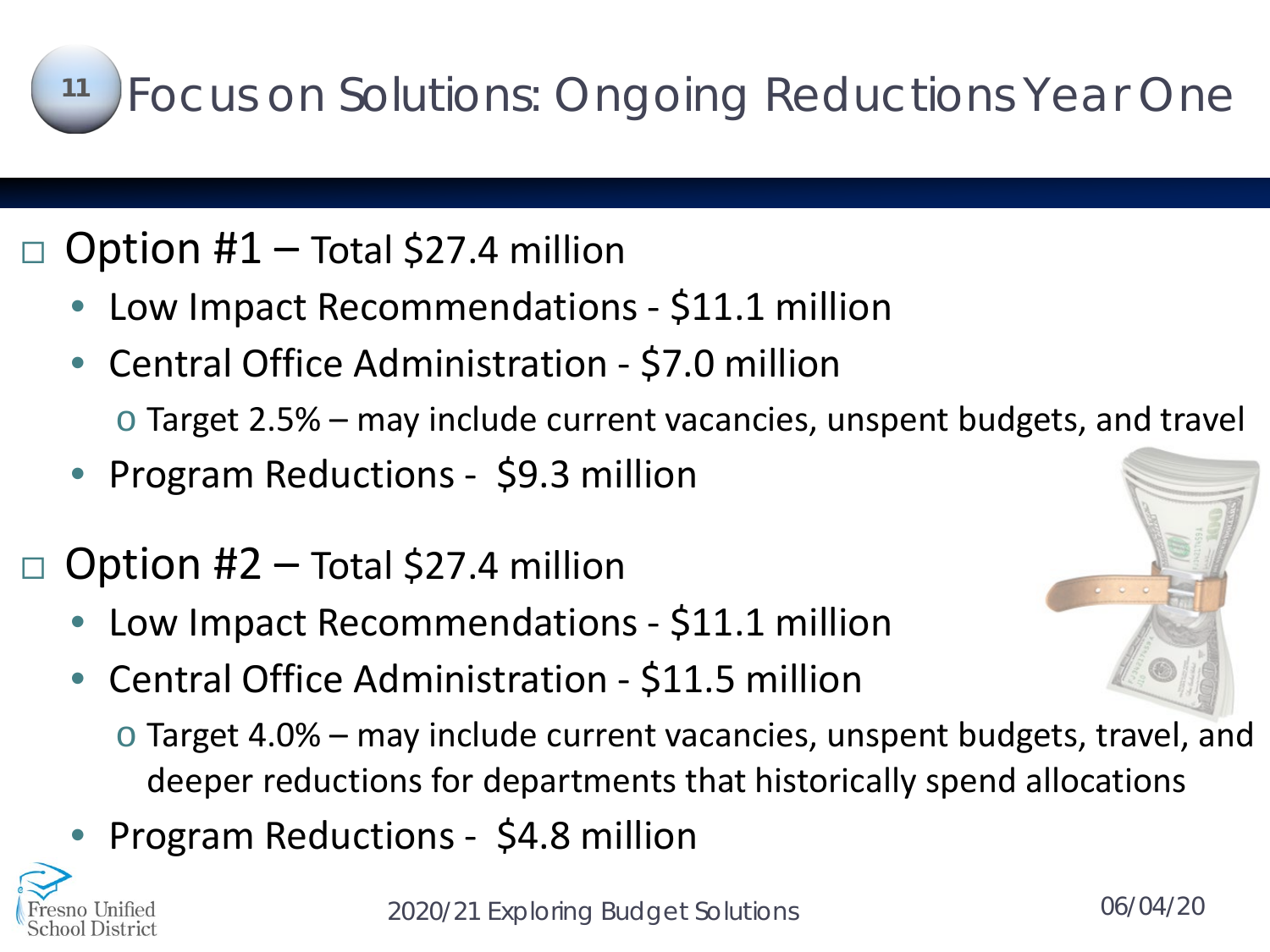# Focus on Solutions: Ongoing Reductions Year One

- Option #1 – Total $27.4 million
  - Low Impact Recommendations - $11.1 million
  - Central Office Administration - $7.0 million
    - Target 2.5% – may include current vacancies, unspent budgets, and travel
  - Program Reductions - $9.3 million
- Option #2 – Total $27.4 million
  - Low Impact Recommendations - $11.1 million
  - Central Office Administration - $11.5 million
    - Target 4.0% – may include current vacancies, unspent budgets, travel, and deeper reductions for departments that historically spend allocations
  - Program Reductions - $4.8 million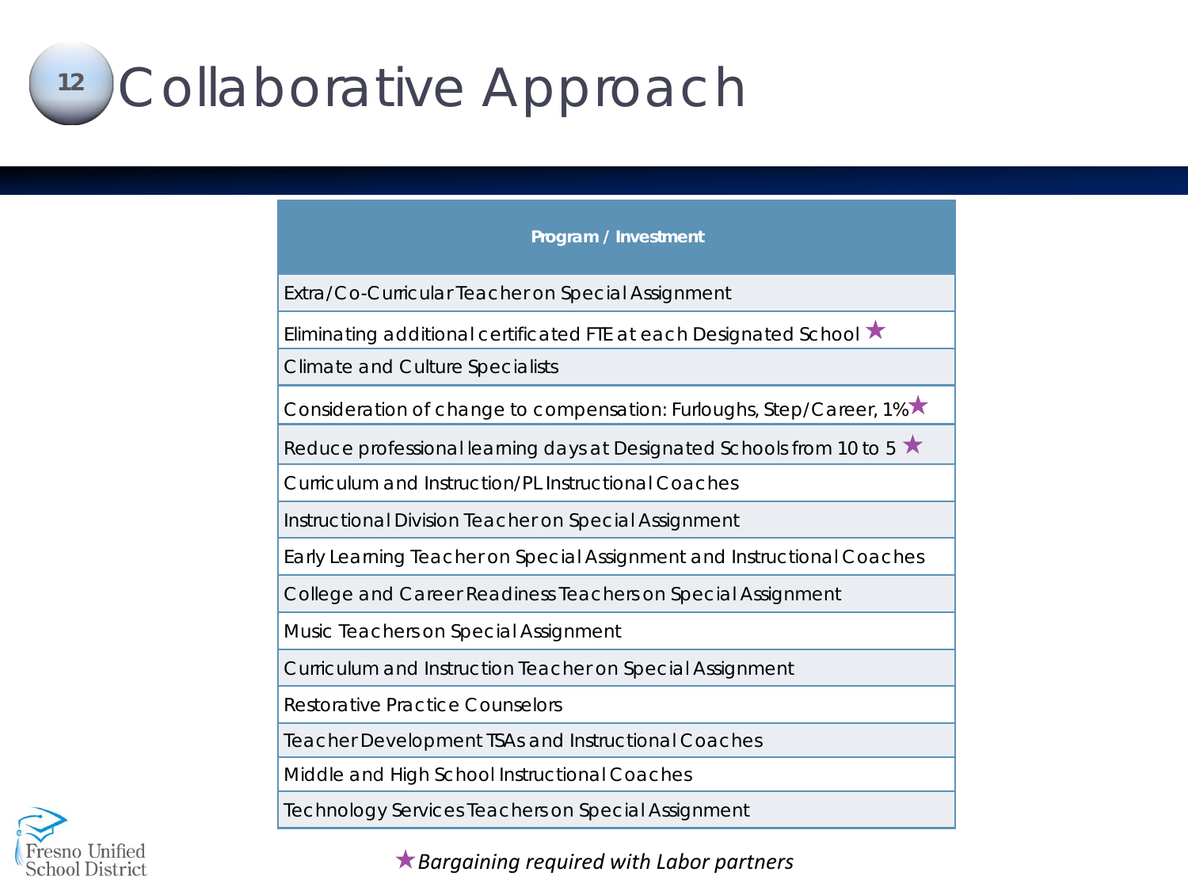# Collaborative Approach

| Program / Investment |
|---|
| Extra/Co-Curricular Teacher on Special Assignment |
| Eliminating additional certificated FTE at each Designated School ★ |
| Climate and Culture Specialists |
| Consideration of change to compensation: Furloughs, Step/Career, 1% ★ |
| Reduce professional learning days at Designated Schools from 10 to 5 ★ |
| Curriculum and Instruction/PL Instructional Coaches |
| Instructional Division Teacher on Special Assignment |
| Early Learning Teacher on Special Assignment and Instructional Coaches |
| College and Career Readiness Teachers on Special Assignment |
| Music Teachers on Special Assignment |
| Curriculum and Instruction Teacher on Special Assignment |
| Restorative Practice Counselors |
| Teacher Development TSAs and Instructional Coaches |
| Middle and High School Instructional Coaches |
| Technology Services Teachers on Special Assignment |

★ *Bargaining required with Labor partners*

Fresno Unified School District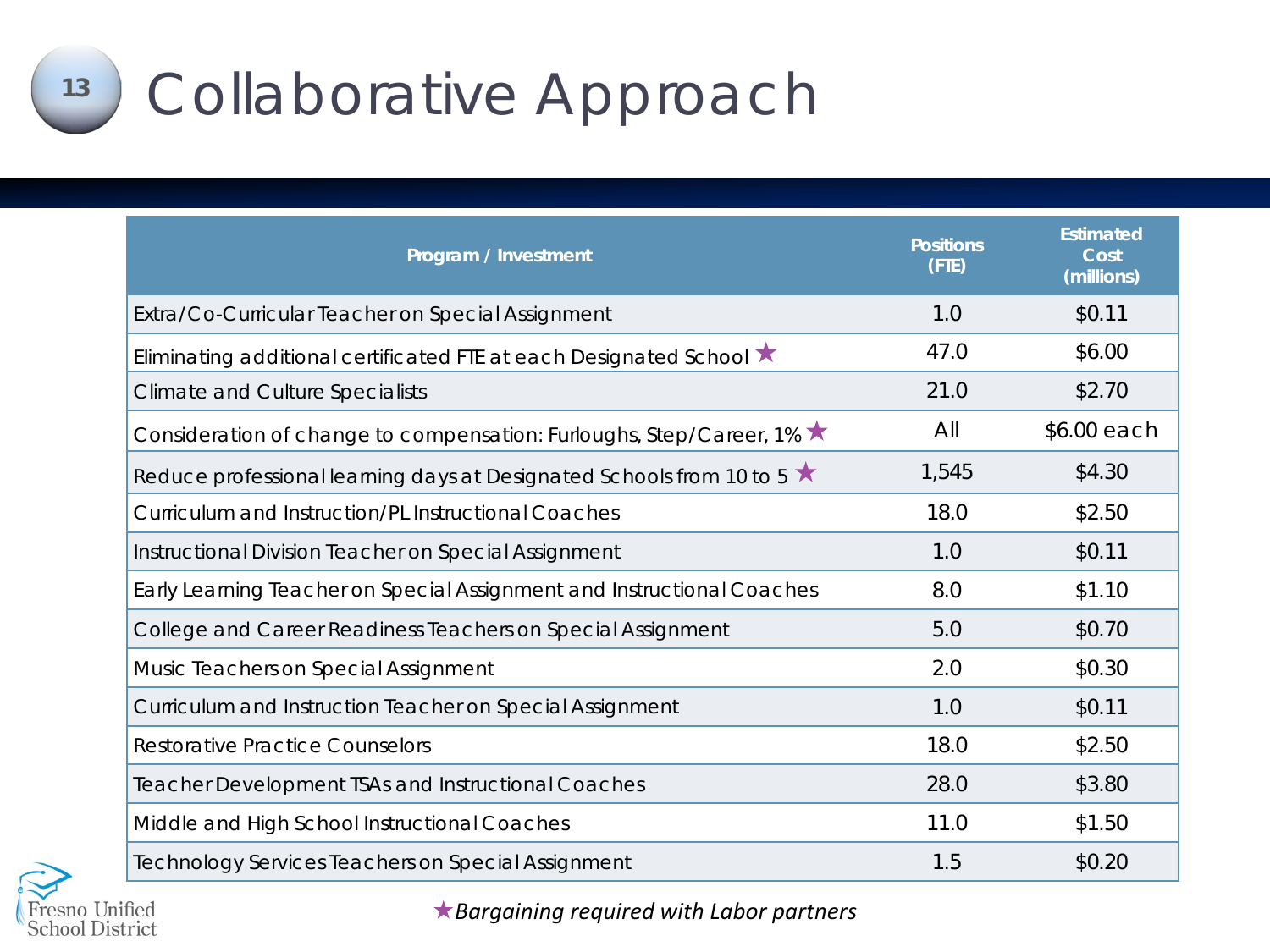# Collaborative Approach

| Program / Investment | Positions (FTE) | Estimated Cost (millions) |
|---|---|---|
| Extra/Co-Curricular Teacher on Special Assignment | 1.0 | $0.11 |
| Eliminating additional certificated FTE at each Designated School ★ | 47.0 | $6.00 |
| Climate and Culture Specialists | 21.0 | $2.70 |
| Consideration of change to compensation: Furloughs, Step/Career, 1% ★ | All | $6.00 each |
| Reduce professional learning days at Designated Schools from 10 to 5 ★ | 1,545 | $4.30 |
| Curriculum and Instruction/PL Instructional Coaches | 18.0 | $2.50 |
| Instructional Division Teacher on Special Assignment | 1.0 | $0.11 |
| Early Learning Teacher on Special Assignment and Instructional Coaches | 8.0 | $1.10 |
| College and Career Readiness Teachers on Special Assignment | 5.0 | $0.70 |
| Music Teachers on Special Assignment | 2.0 | $0.30 |
| Curriculum and Instruction Teacher on Special Assignment | 1.0 | $0.11 |
| Restorative Practice Counselors | 18.0 | $2.50 |
| Teacher Development TSAs and Instructional Coaches | 28.0 | $3.80 |
| Middle and High School Instructional Coaches | 11.0 | $1.50 |
| Technology Services Teachers on Special Assignment | 1.5 | $0.20 |

★*Bargaining required with Labor partners*

Fresno Unified School District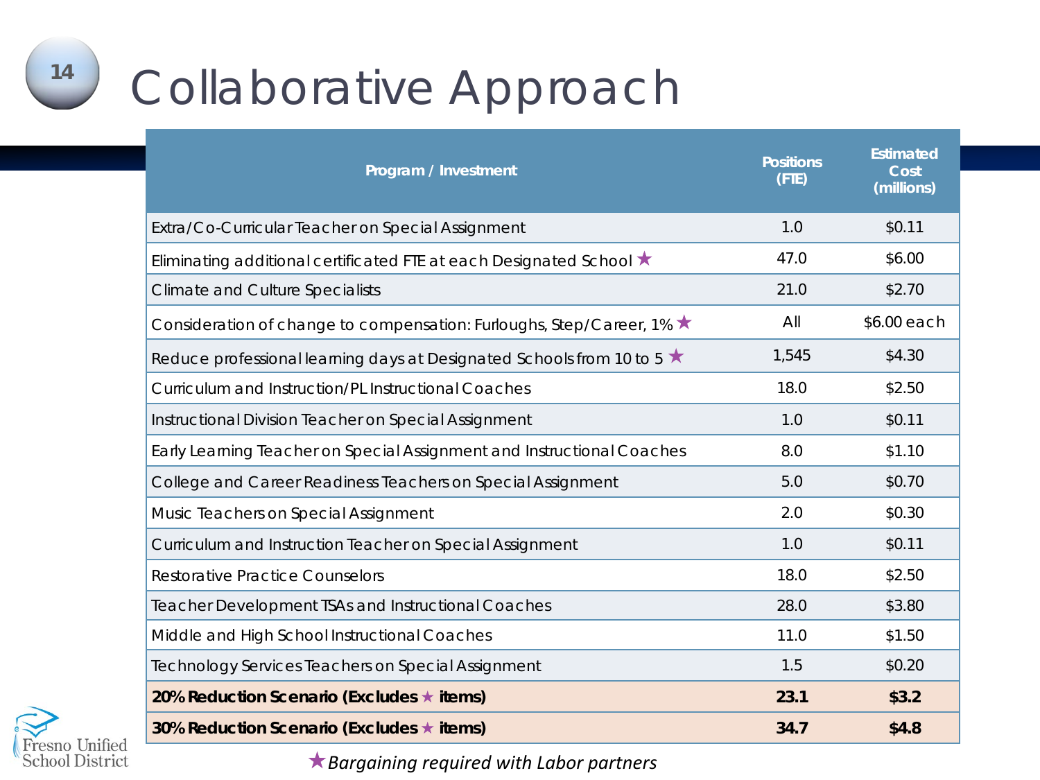# Collaborative Approach

| Program / Investment | Positions (FTE) | Estimated Cost (millions) |
|---|---|---|
| Extra/Co-Curricular Teacher on Special Assignment | 1.0 | $0.11 |
| Eliminating additional certificated FTE at each Designated School ★ | 47.0 | $6.00 |
| Climate and Culture Specialists | 21.0 | $2.70 |
| Consideration of change to compensation: Furloughs, Step/Career, 1% ★ | All | $6.00 each |
| Reduce professional learning days at Designated Schools from 10 to 5 ★ | 1,545 | $4.30 |
| Curriculum and Instruction/PL Instructional Coaches | 18.0 | $2.50 |
| Instructional Division Teacher on Special Assignment | 1.0 | $0.11 |
| Early Learning Teacher on Special Assignment and Instructional Coaches | 8.0 | $1.10 |
| College and Career Readiness Teachers on Special Assignment | 5.0 | $0.70 |
| Music Teachers on Special Assignment | 2.0 | $0.30 |
| Curriculum and Instruction Teacher on Special Assignment | 1.0 | $0.11 |
| Restorative Practice Counselors | 18.0 | $2.50 |
| Teacher Development TSAs and Instructional Coaches | 28.0 | $3.80 |
| Middle and High School Instructional Coaches | 11.0 | $1.50 |
| Technology Services Teachers on Special Assignment | 1.5 | $0.20 |
| **20% Reduction Scenario (Excludes ★ items)** | **23.1** | **$3.2** |
| **30% Reduction Scenario (Excludes ★ items)** | **34.7** | **$4.8** |

★ *Bargaining required with Labor partners*

Fresno Unified School District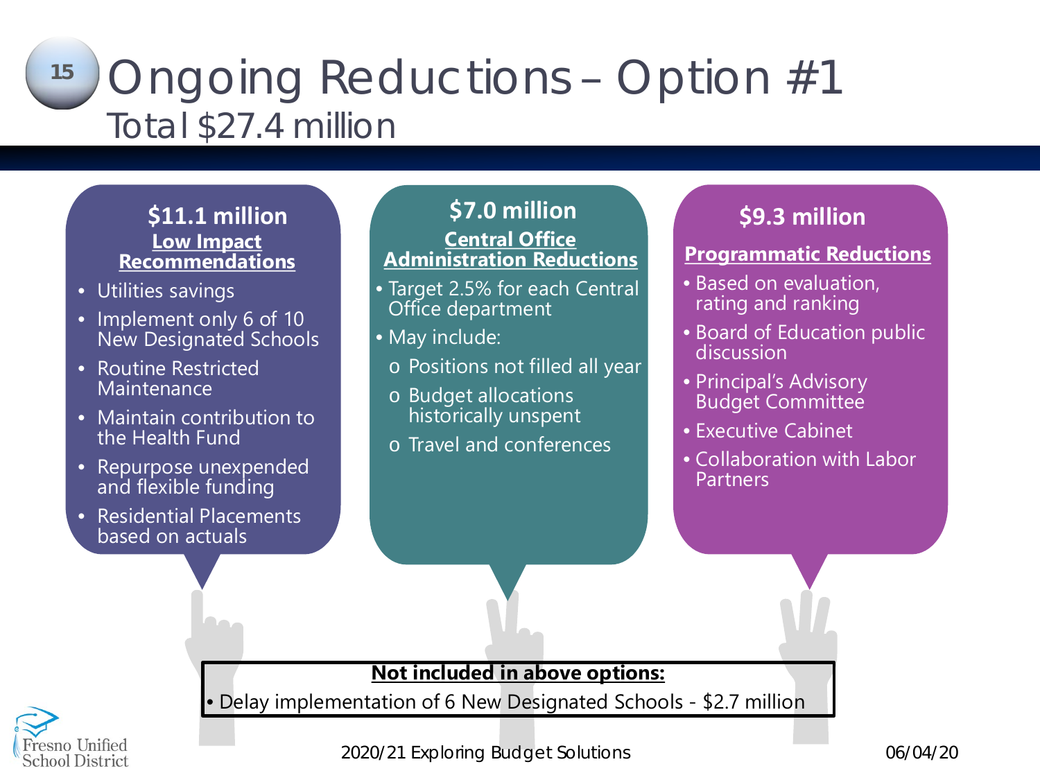# Ongoing Reductions – Option #1

## Total $27.4 million

### $11.1 million

**Low Impact Recommendations**

- Utilities savings
- Implement only 6 of 10 New Designated Schools
- Routine Restricted Maintenance
- Maintain contribution to the Health Fund
- Repurpose unexpended and flexible funding
- Residential Placements based on actuals

### $7.0 million

**Central Office Administration Reductions**

- Target 2.5% for each Central Office department
- May include:
  - Positions not filled all year
  - Budget allocations historically unspent
  - Travel and conferences

### $9.3 million

**Programmatic Reductions**

- Based on evaluation, rating and ranking
- Board of Education public discussion
- Principal's Advisory Budget Committee
- Executive Cabinet
- Collaboration with Labor Partners

**Not included in above options:**

- Delay implementation of 6 New Designated Schools - $2.7 million

Fresno Unified School District

2020/21 Exploring Budget Solutions

06/04/20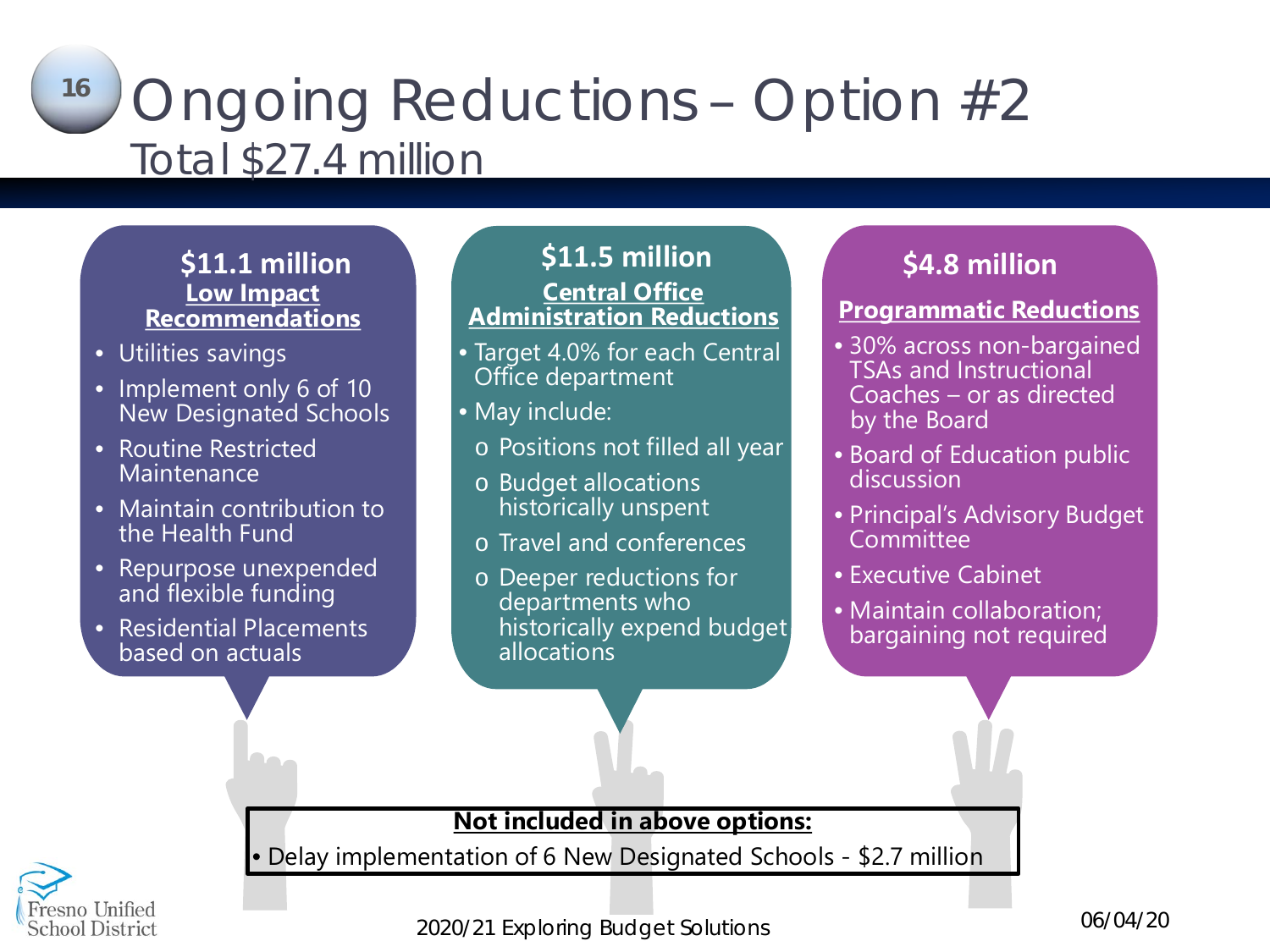# Ongoing Reductions – Option #2

## Total $27.4 million

### $11.1 million

**Low Impact Recommendations**

- Utilities savings
- Implement only 6 of 10 New Designated Schools
- Routine Restricted Maintenance
- Maintain contribution to the Health Fund
- Repurpose unexpended and flexible funding
- Residential Placements based on actuals

### $11.5 million

**Central Office Administration Reductions**

- Target 4.0% for each Central Office department
- May include:
  - Positions not filled all year
  - Budget allocations historically unspent
  - Travel and conferences
  - Deeper reductions for departments who historically expend budget allocations

### $4.8 million

**Programmatic Reductions**

- 30% across non-bargained TSAs and Instructional Coaches – or as directed by the Board
- Board of Education public discussion
- Principal's Advisory Budget Committee
- Executive Cabinet
- Maintain collaboration; bargaining not required

**Not included in above options:**

- Delay implementation of 6 New Designated Schools - $2.7 million

2020/21 Exploring Budget Solutions

06/04/20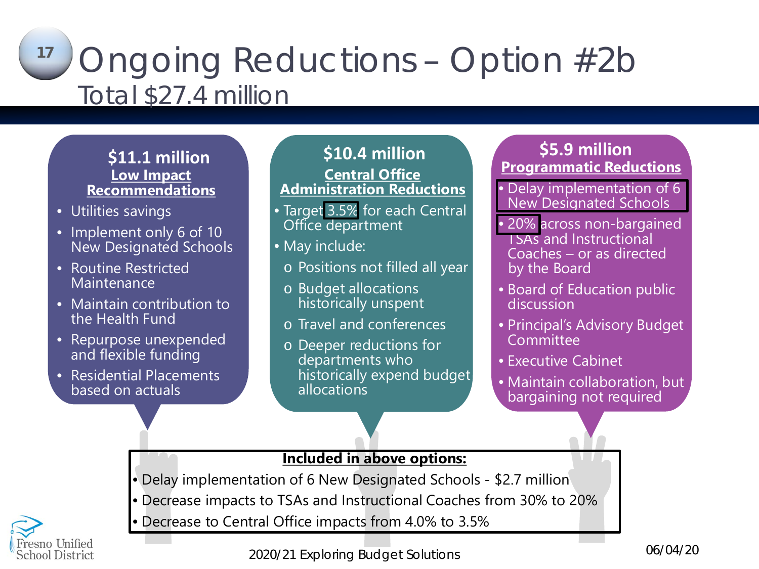# Ongoing Reductions – Option #2b

## Total $27.4 million

### $11.1 million
**Low Impact Recommendations**

- Utilities savings
- Implement only 6 of 10 New Designated Schools
- Routine Restricted Maintenance
- Maintain contribution to the Health Fund
- Repurpose unexpended and flexible funding
- Residential Placements based on actuals

### $10.4 million
**Central Office Administration Reductions**

- Target 3.5% for each Central Office department
- May include:
  - Positions not filled all year
  - Budget allocations historically unspent
  - Travel and conferences
  - Deeper reductions for departments who historically expend budget allocations

### $5.9 million
**Programmatic Reductions**

- Delay implementation of 6 New Designated Schools
- 20% across non-bargained TSAs and Instructional Coaches – or as directed by the Board
- Board of Education public discussion
- Principal's Advisory Budget Committee
- Executive Cabinet
- Maintain collaboration, but bargaining not required

**Included in above options:**

- Delay implementation of 6 New Designated Schools - $2.7 million
- Decrease impacts to TSAs and Instructional Coaches from 30% to 20%
- Decrease to Central Office impacts from 4.0% to 3.5%

Fresno Unified School District

2020/21 Exploring Budget Solutions

06/04/20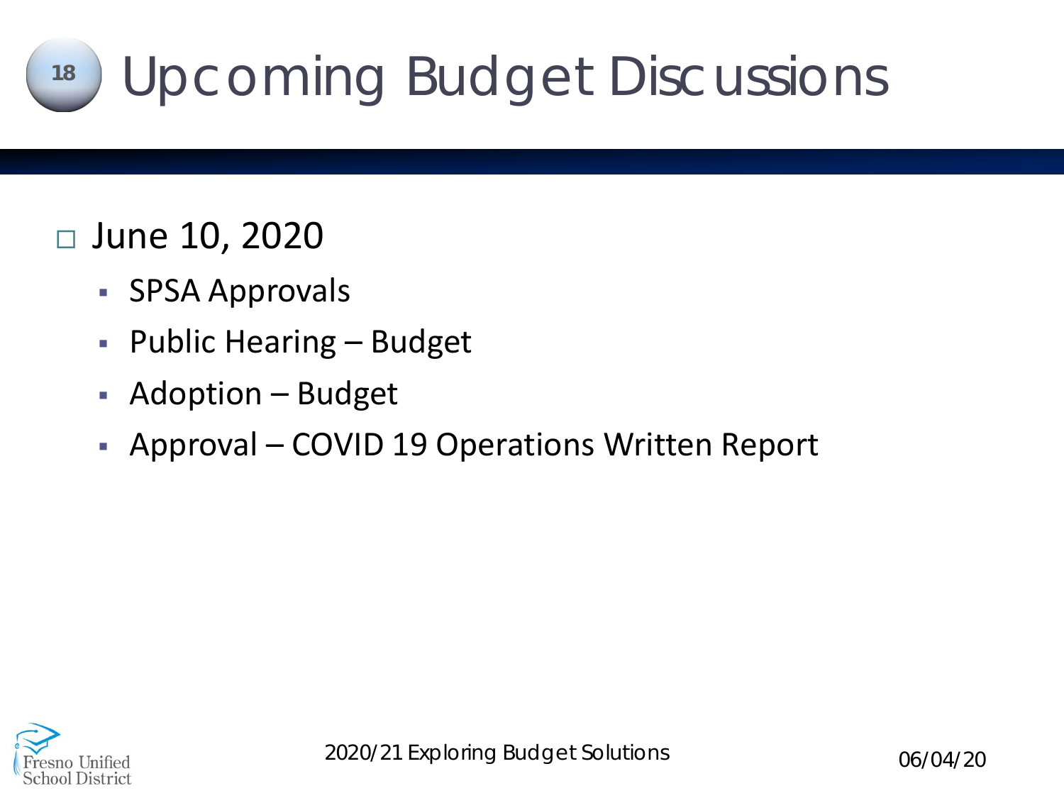# Upcoming Budget Discussions

- June 10, 2020
  - SPSA Approvals
  - Public Hearing – Budget
  - Adoption – Budget
  - Approval – COVID 19 Operations Written Report